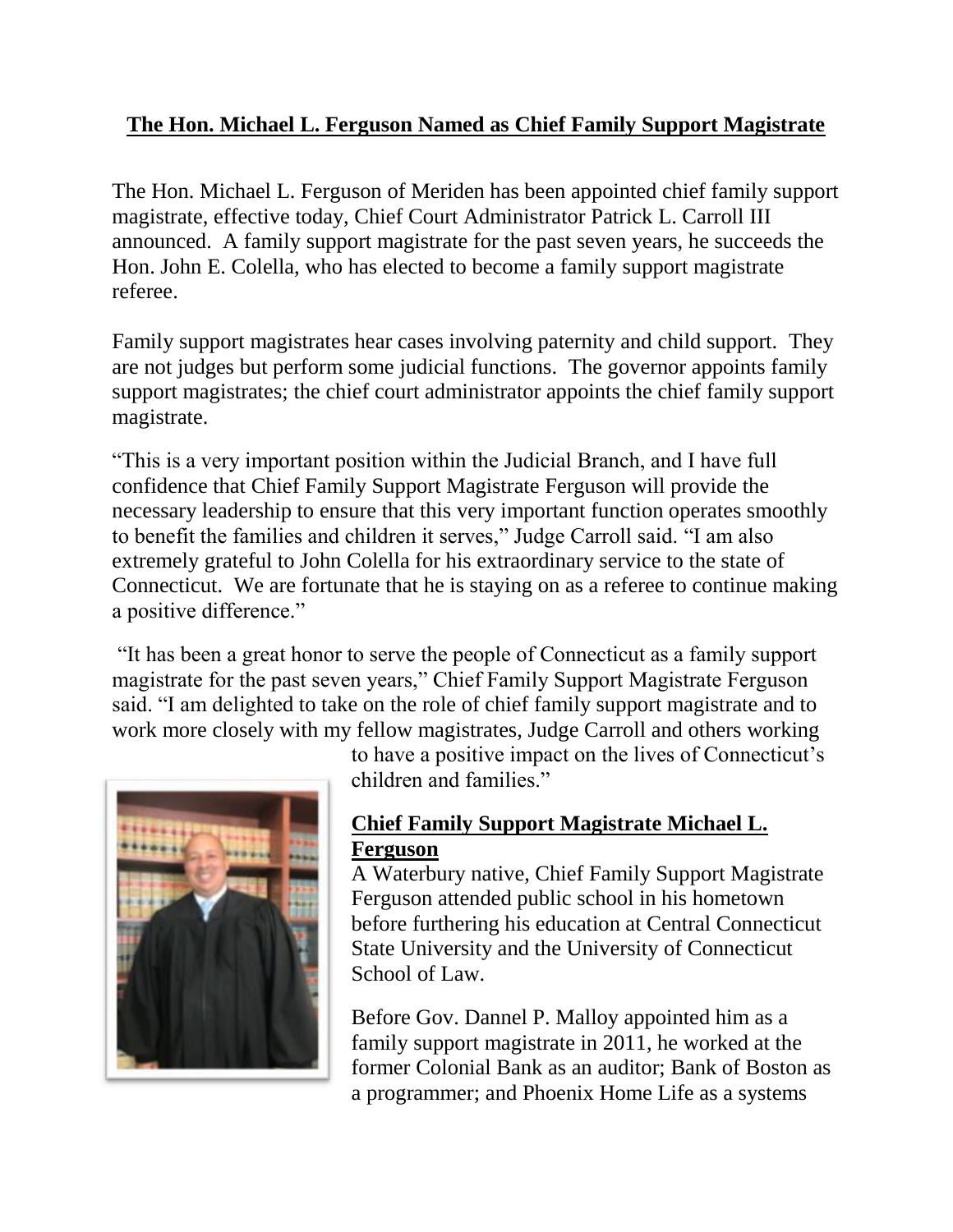**The Hon. Michael L. Ferguson Named as Chief Family Support Magistrate**

The Hon. Michael L. Ferguson of Meriden has been appointed chief family support magistrate, effective today, Chief Court Administrator Patrick L. Carroll III announced. A family support magistrate for the past seven years, he succeeds the Hon. John E. Colella, who has elected to become a family support magistrate referee.

Family support magistrates hear cases involving paternity and child support. They are not judges but perform some judicial functions. The governor appoints family support magistrates; the chief court administrator appoints the chief family support magistrate.

"This is a very important position within the Judicial Branch, and I have full confidence that Chief Family Support Magistrate Ferguson will provide the necessary leadership to ensure that this very important function operates smoothly to benefit the families and children it serves," Judge Carroll said. "I am also extremely grateful to John Colella for his extraordinary service to the state of Connecticut. We are fortunate that he is staying on as a referee to continue making a positive difference."

"It has been a great honor to serve the people of Connecticut as a family support magistrate for the past seven years," Chief Family Support Magistrate Ferguson said. "I am delighted to take on the role of chief family support magistrate and to work more closely with my fellow magistrates, Judge Carroll and others working to have a positive impact on the lives of Connecticut's children and families."

**Chief Family Support Magistrate Michael L. Ferguson**

A Waterbury native, Chief Family Support Magistrate Ferguson attended public school in his hometown before furthering his education at Central Connecticut State University and the University of Connecticut School of Law.

Before Gov. Dannel P. Malloy appointed him as a family support magistrate in 2011, he worked at the former Colonial Bank as an auditor; Bank of Boston as a programmer; and Phoenix Home Life as a systems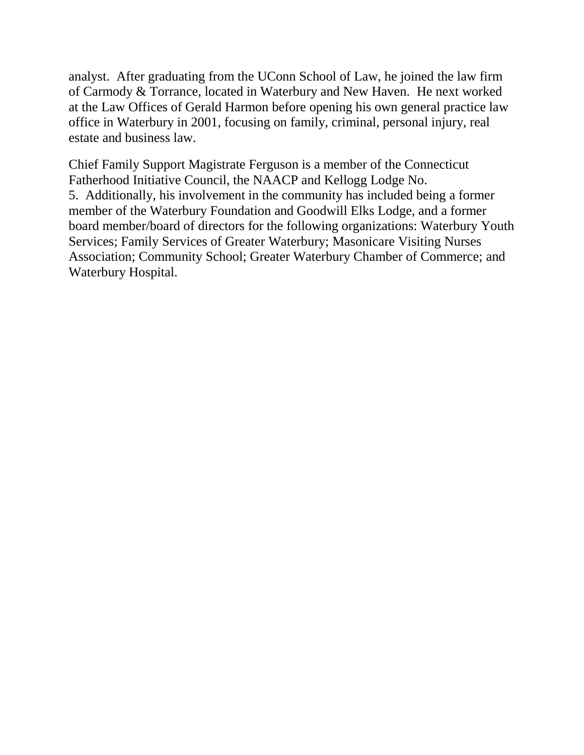analyst. After graduating from the UConn School of Law, he joined the law firm of Carmody & Torrance, located in Waterbury and New Haven. He next worked at the Law Offices of Gerald Harmon before opening his own general practice law office in Waterbury in 2001, focusing on family, criminal, personal injury, real estate and business law.

Chief Family Support Magistrate Ferguson is a member of the Connecticut Fatherhood Initiative Council, the NAACP and Kellogg Lodge No. 5. Additionally, his involvement in the community has included being a former member of the Waterbury Foundation and Goodwill Elks Lodge, and a former board member/board of directors for the following organizations: Waterbury Youth Services; Family Services of Greater Waterbury; Masonicare Visiting Nurses Association; Community School; Greater Waterbury Chamber of Commerce; and Waterbury Hospital.